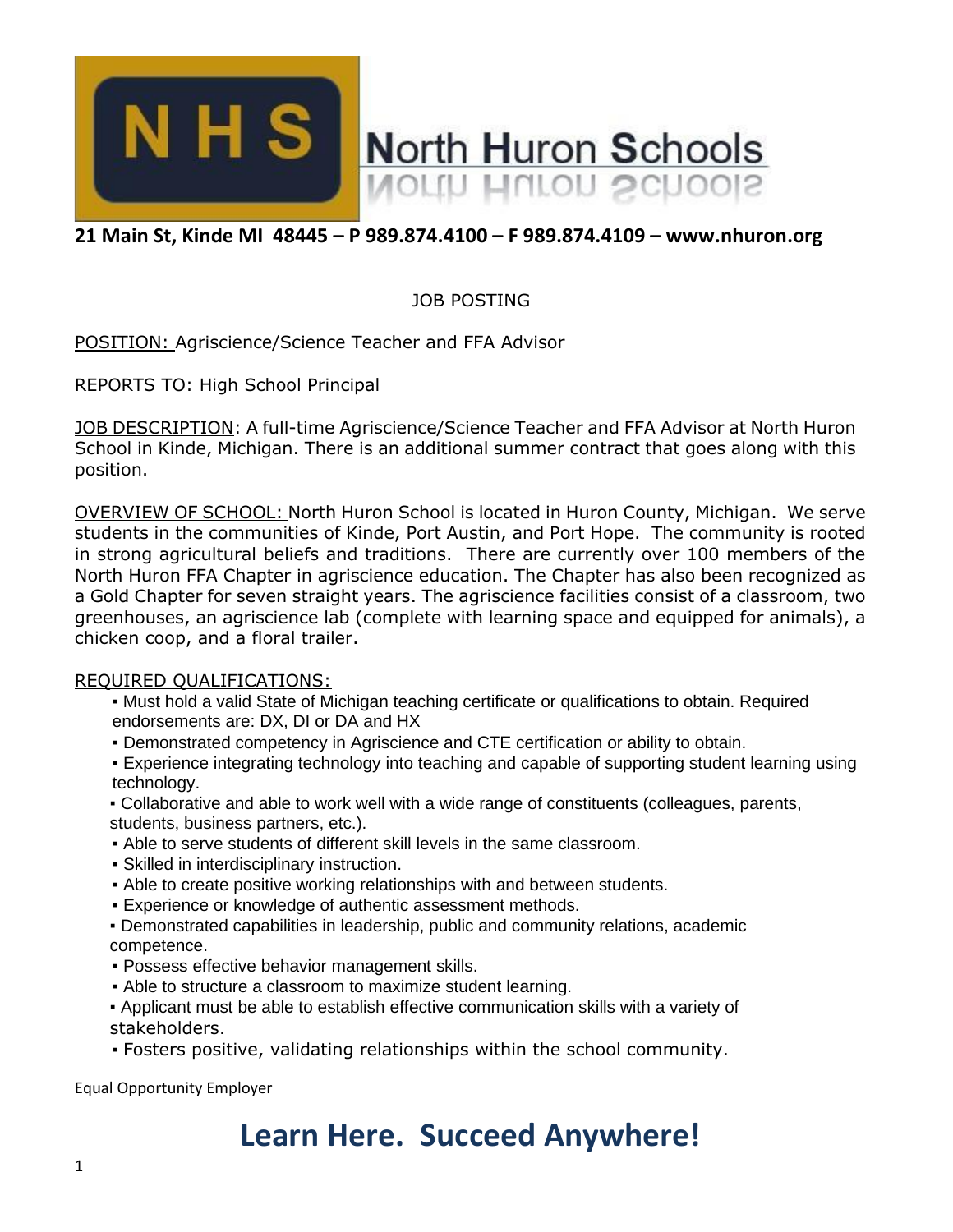# North Huron Schools

**21 Main St, Kinde MI 48445 – P 989.874.4100 – F 989.874.4109 – www.nhuron.org**

JOB POSTING

POSITION: Agriscience/Science Teacher and FFA Advisor

REPORTS TO: High School Principal

JOB DESCRIPTION: A full-time Agriscience/Science Teacher and FFA Advisor at North Huron School in Kinde, Michigan. There is an additional summer contract that goes along with this position.

OVERVIEW OF SCHOOL: North Huron School is located in Huron County, Michigan. We serve students in the communities of Kinde, Port Austin, and Port Hope. The community is rooted in strong agricultural beliefs and traditions. There are currently over 100 members of the North Huron FFA Chapter in agriscience education. The Chapter has also been recognized as a Gold Chapter for seven straight years. The agriscience facilities consist of a classroom, two greenhouses, an agriscience lab (complete with learning space and equipped for animals), a chicken coop, and a floral trailer.

REQUIRED QUALIFICATIONS:

- Must hold a valid State of Michigan teaching certificate or qualifications to obtain. Required endorsements are: DX, DI or DA and HX
- Demonstrated competency in Agriscience and CTE certification or ability to obtain.
- Experience integrating technology into teaching and capable of supporting student learning using technology.
- Collaborative and able to work well with a wide range of constituents (colleagues, parents, students, business partners, etc.).
- Able to serve students of different skill levels in the same classroom.
- Skilled in interdisciplinary instruction.
- Able to create positive working relationships with and between students.
- Experience or knowledge of authentic assessment methods.
- Demonstrated capabilities in leadership, public and community relations, academic competence.
- Possess effective behavior management skills.
- Able to structure a classroom to maximize student learning.
- Applicant must be able to establish effective communication skills with a variety of stakeholders.
- Fosters positive, validating relationships within the school community.

Equal Opportunity Employer

**Learn Here. Succeed Anywhere!**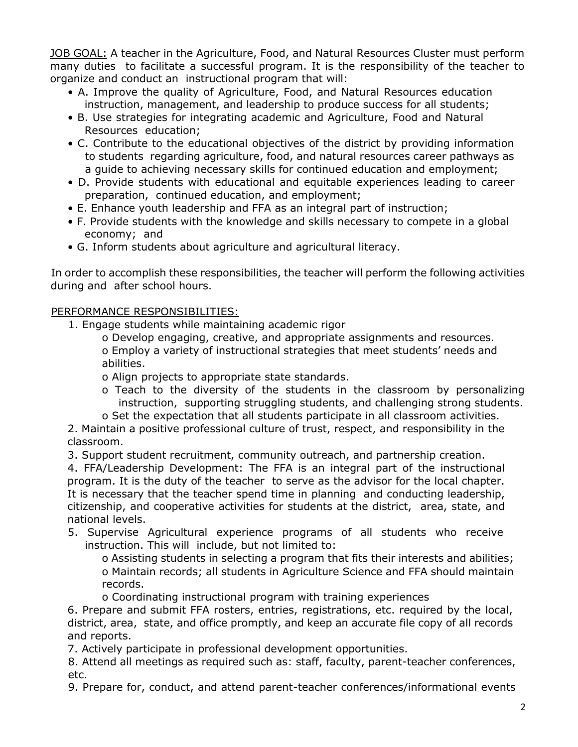<u>JOB GOAL:</u> A teacher in the Agriculture, Food, and Natural Resources Cluster must perform many duties to facilitate a successful program. It is the responsibility of the teacher to organize and conduct an instructional program that will:

- A. Improve the quality of Agriculture, Food, and Natural Resources education instruction, management, and leadership to produce success for all students;
- B. Use strategies for integrating academic and Agriculture, Food and Natural Resources education;
- C. Contribute to the educational objectives of the district by providing information to students regarding agriculture, food, and natural resources career pathways as a guide to achieving necessary skills for continued education and employment;
- D. Provide students with educational and equitable experiences leading to career preparation, continued education, and employment;
- E. Enhance youth leadership and FFA as an integral part of instruction;
- F. Provide students with the knowledge and skills necessary to compete in a global economy; and
- G. Inform students about agriculture and agricultural literacy.

In order to accomplish these responsibilities, the teacher will perform the following activities during and after school hours.

<u>PERFORMANCE RESPONSIBILITIES:</u>

1. Engage students while maintaining academic rigor
   - o Develop engaging, creative, and appropriate assignments and resources.
   - o Employ a variety of instructional strategies that meet students' needs and abilities.
   - o Align projects to appropriate state standards.
   - o Teach to the diversity of the students in the classroom by personalizing instruction, supporting struggling students, and challenging strong students.
   - o Set the expectation that all students participate in all classroom activities.
2. Maintain a positive professional culture of trust, respect, and responsibility in the classroom.
3. Support student recruitment, community outreach, and partnership creation.
4. FFA/Leadership Development: The FFA is an integral part of the instructional program. It is the duty of the teacher to serve as the advisor for the local chapter. It is necessary that the teacher spend time in planning and conducting leadership, citizenship, and cooperative activities for students at the district, area, state, and national levels.
5. Supervise Agricultural experience programs of all students who receive instruction. This will include, but not limited to:
   - o Assisting students in selecting a program that fits their interests and abilities;
   - o Maintain records; all students in Agriculture Science and FFA should maintain records.
   - o Coordinating instructional program with training experiences
6. Prepare and submit FFA rosters, entries, registrations, etc. required by the local, district, area, state, and office promptly, and keep an accurate file copy of all records and reports.
7. Actively participate in professional development opportunities.
8. Attend all meetings as required such as: staff, faculty, parent-teacher conferences, etc.
9. Prepare for, conduct, and attend parent-teacher conferences/informational events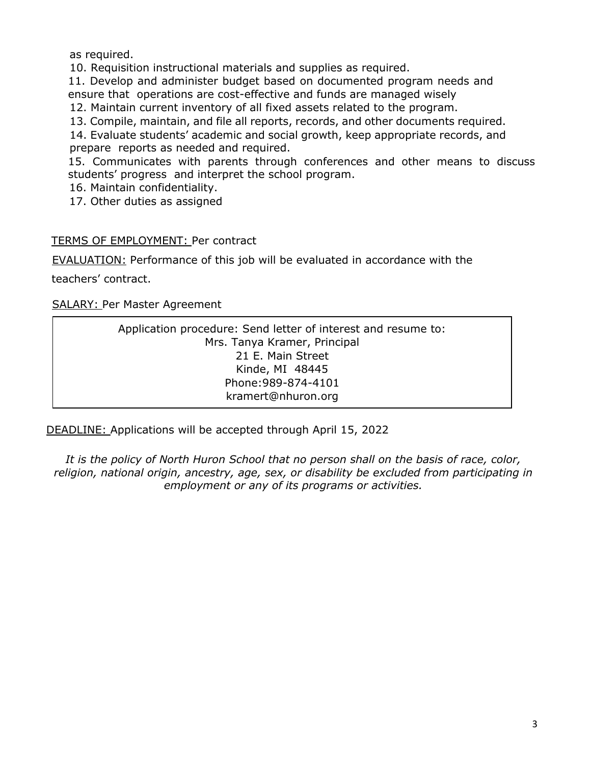as required.

10. Requisition instructional materials and supplies as required.
11. Develop and administer budget based on documented program needs and ensure that operations are cost-effective and funds are managed wisely
12. Maintain current inventory of all fixed assets related to the program.
13. Compile, maintain, and file all reports, records, and other documents required.
14. Evaluate students' academic and social growth, keep appropriate records, and prepare reports as needed and required.
15. Communicates with parents through conferences and other means to discuss students' progress and interpret the school program.
16. Maintain confidentiality.
17. Other duties as assigned

TERMS OF EMPLOYMENT: Per contract

EVALUATION: Performance of this job will be evaluated in accordance with the teachers' contract.

SALARY: Per Master Agreement

Application procedure: Send letter of interest and resume to:
Mrs. Tanya Kramer, Principal
21 E. Main Street
Kinde, MI 48445
Phone:989-874-4101
kramert@nhuron.org

DEADLINE: Applications will be accepted through April 15, 2022

*It is the policy of North Huron School that no person shall on the basis of race, color, religion, national origin, ancestry, age, sex, or disability be excluded from participating in employment or any of its programs or activities.*